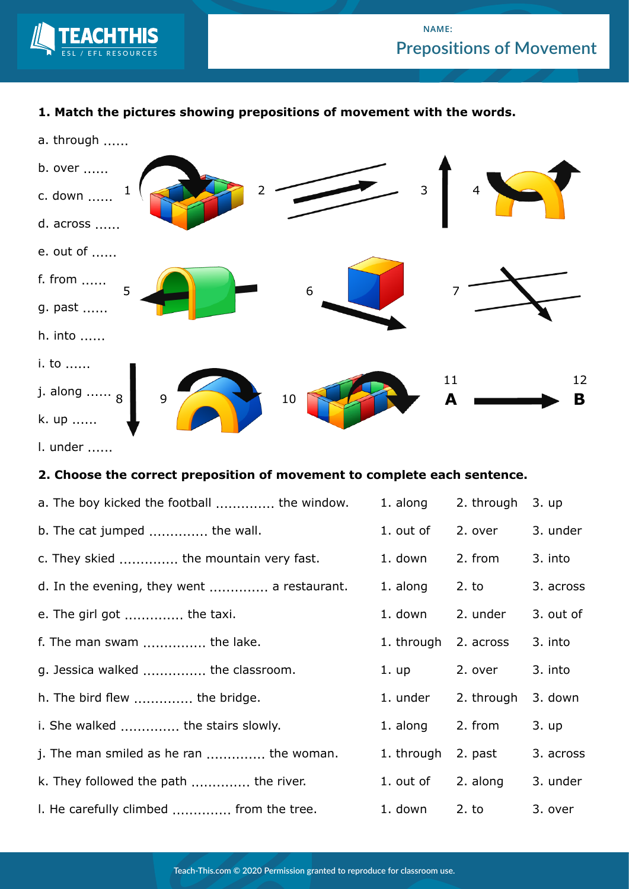NAME:

# Prepositions of Movement

## 1. Match the pictures showing prepositions of movement with the words.

a. through ......

b. over ......

c. down ......

d. across ......

e. out of ......

f. from ......

g. past ......

h. into ......

i. to ......

j. along ......

k. up ......

l. under ......

1 2 3 4 5 6 7 8 9 10 11 **A** 12 **B**

## 2. Choose the correct preposition of movement to complete each sentence.

| | | | |
|---|---|---|---|
| a. The boy kicked the football ............. the window. | 1. along | 2. through | 3. up |
| b. The cat jumped ............. the wall. | 1. out of | 2. over | 3. under |
| c. They skied ............. the mountain very fast. | 1. down | 2. from | 3. into |
| d. In the evening, they went ............. a restaurant. | 1. along | 2. to | 3. across |
| e. The girl got ............. the taxi. | 1. down | 2. under | 3. out of |
| f. The man swam ............... the lake. | 1. through | 2. across | 3. into |
| g. Jessica walked ............... the classroom. | 1. up | 2. over | 3. into |
| h. The bird flew ............. the bridge. | 1. under | 2. through | 3. down |
| i. She walked ............. the stairs slowly. | 1. along | 2. from | 3. up |
| j. The man smiled as he ran ............. the woman. | 1. through | 2. past | 3. across |
| k. They followed the path ............. the river. | 1. out of | 2. along | 3. under |
| l. He carefully climbed ............. from the tree. | 1. down | 2. to | 3. over |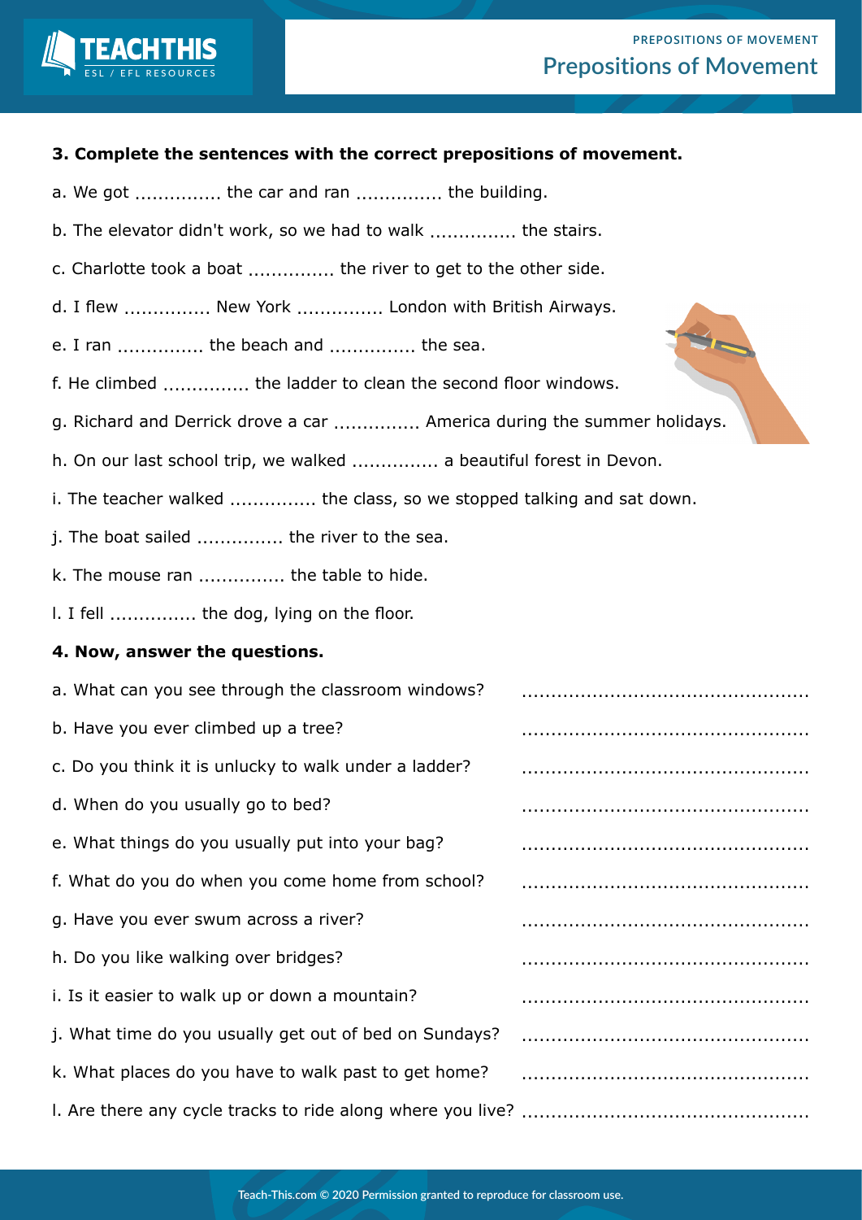**3. Complete the sentences with the correct prepositions of movement.**

a. We got .............. the car and ran .............. the building.

b. The elevator didn't work, so we had to walk .............. the stairs.

c. Charlotte took a boat .............. the river to get to the other side.

d. I flew .............. New York .............. London with British Airways.

e. I ran .............. the beach and .............. the sea.

f. He climbed .............. the ladder to clean the second floor windows.

g. Richard and Derrick drove a car .............. America during the summer holidays.

h. On our last school trip, we walked .............. a beautiful forest in Devon.

i. The teacher walked .............. the class, so we stopped talking and sat down.

j. The boat sailed .............. the river to the sea.

k. The mouse ran .............. the table to hide.

l. I fell .............. the dog, lying on the floor.

**4. Now, answer the questions.**

a. What can you see through the classroom windows? ................................................

b. Have you ever climbed up a tree? ................................................

c. Do you think it is unlucky to walk under a ladder? ................................................

d. When do you usually go to bed? ................................................

e. What things do you usually put into your bag? ................................................

f. What do you do when you come home from school? ................................................

g. Have you ever swum across a river? ................................................

h. Do you like walking over bridges? ................................................

i. Is it easier to walk up or down a mountain? ................................................

j. What time do you usually get out of bed on Sundays? ................................................

k. What places do you have to walk past to get home? ................................................

l. Are there any cycle tracks to ride along where you live? ................................................